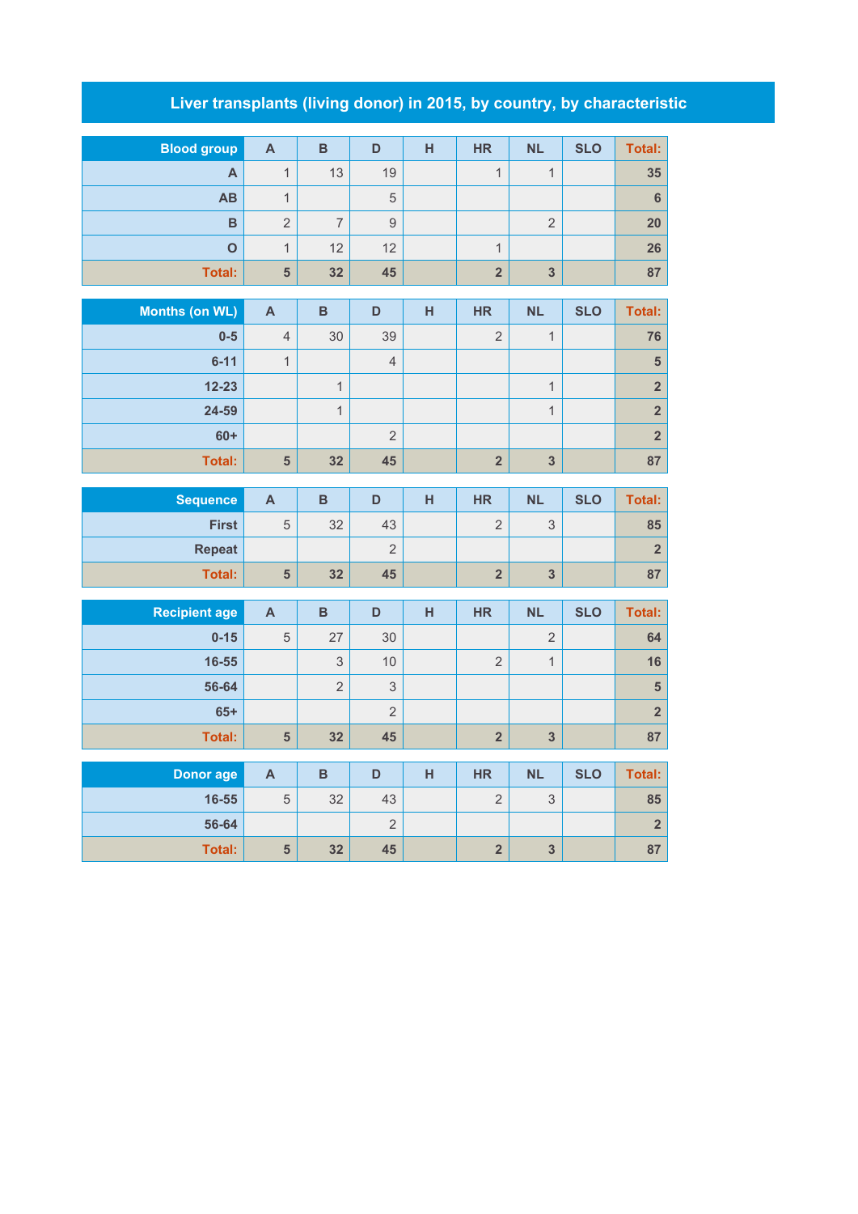# Liver transplants (living donor) in 2015, by country, by characteristic

| Blood group | A | B | D | H | HR | NL | SLO | Total: |
|---|---|---|---|---|---|---|---|---|
| A | 1 | 13 | 19 | | 1 | 1 | | 35 |
| AB | 1 | | 5 | | | | | 6 |
| B | 2 | 7 | 9 | | | 2 | | 20 |
| O | 1 | 12 | 12 | | 1 | | | 26 |
| Total: | 5 | 32 | 45 | | 2 | 3 | | 87 |

| Months (on WL) | A | B | D | H | HR | NL | SLO | Total: |
|---|---|---|---|---|---|---|---|---|
| 0-5 | 4 | 30 | 39 | | 2 | 1 | | 76 |
| 6-11 | 1 | | 4 | | | | | 5 |
| 12-23 | | 1 | | | | 1 | | 2 |
| 24-59 | | 1 | | | | 1 | | 2 |
| 60+ | | | 2 | | | | | 2 |
| Total: | 5 | 32 | 45 | | 2 | 3 | | 87 |

| Sequence | A | B | D | H | HR | NL | SLO | Total: |
|---|---|---|---|---|---|---|---|---|
| First | 5 | 32 | 43 | | 2 | 3 | | 85 |
| Repeat | | | 2 | | | | | 2 |
| Total: | 5 | 32 | 45 | | 2 | 3 | | 87 |

| Recipient age | A | B | D | H | HR | NL | SLO | Total: |
|---|---|---|---|---|---|---|---|---|
| 0-15 | 5 | 27 | 30 | | | 2 | | 64 |
| 16-55 | | 3 | 10 | | 2 | 1 | | 16 |
| 56-64 | | 2 | 3 | | | | | 5 |
| 65+ | | | 2 | | | | | 2 |
| Total: | 5 | 32 | 45 | | 2 | 3 | | 87 |

| Donor age | A | B | D | H | HR | NL | SLO | Total: |
|---|---|---|---|---|---|---|---|---|
| 16-55 | 5 | 32 | 43 | | 2 | 3 | | 85 |
| 56-64 | | | 2 | | | | | 2 |
| Total: | 5 | 32 | 45 | | 2 | 3 | | 87 |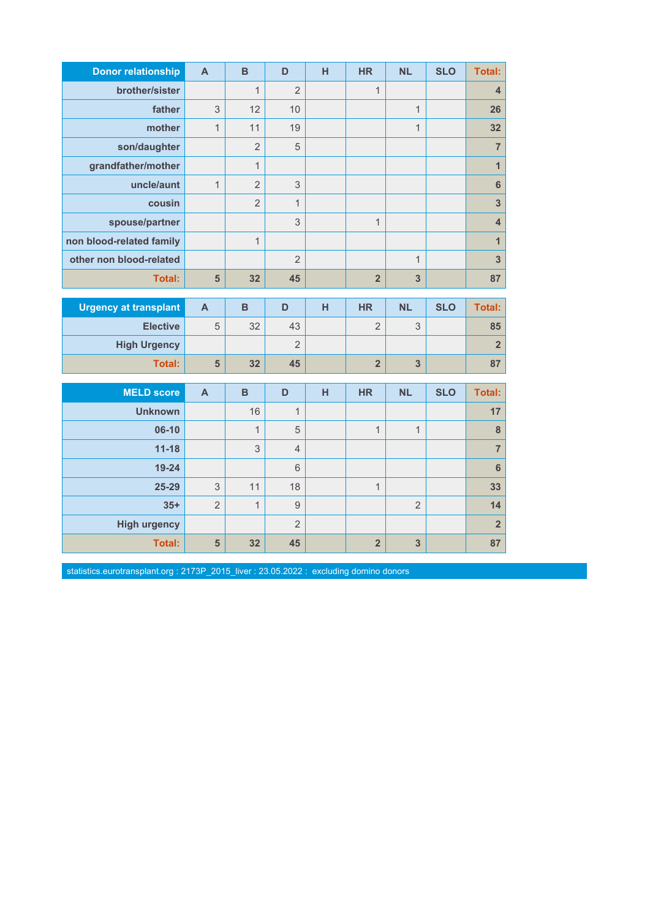| Donor relationship | A | B | D | H | HR | NL | SLO | Total: |
|---|---|---|---|---|---|---|---|---|
| brother/sister | | 1 | 2 | | 1 | | | 4 |
| father | 3 | 12 | 10 | | | 1 | | 26 |
| mother | 1 | 11 | 19 | | | 1 | | 32 |
| son/daughter | | 2 | 5 | | | | | 7 |
| grandfather/mother | | 1 | | | | | | 1 |
| uncle/aunt | 1 | 2 | 3 | | | | | 6 |
| cousin | | 2 | 1 | | | | | 3 |
| spouse/partner | | | 3 | | 1 | | | 4 |
| non blood-related family | | 1 | | | | | | 1 |
| other non blood-related | | | 2 | | | 1 | | 3 |
| Total: | 5 | 32 | 45 | | 2 | 3 | | 87 |

| Urgency at transplant | A | B | D | H | HR | NL | SLO | Total: |
|---|---|---|---|---|---|---|---|---|
| Elective | 5 | 32 | 43 | | 2 | 3 | | 85 |
| High Urgency | | | 2 | | | | | 2 |
| Total: | 5 | 32 | 45 | | 2 | 3 | | 87 |

| MELD score | A | B | D | H | HR | NL | SLO | Total: |
|---|---|---|---|---|---|---|---|---|
| Unknown | | 16 | 1 | | | | | 17 |
| 06-10 | | 1 | 5 | | 1 | 1 | | 8 |
| 11-18 | | 3 | 4 | | | | | 7 |
| 19-24 | | | 6 | | | | | 6 |
| 25-29 | 3 | 11 | 18 | | 1 | | | 33 |
| 35+ | 2 | 1 | 9 | | | 2 | | 14 |
| High urgency | | | 2 | | | | | 2 |
| Total: | 5 | 32 | 45 | | 2 | 3 | | 87 |

statistics.eurotransplant.org : 2173P_2015_liver : 23.05.2022 : excluding domino donors